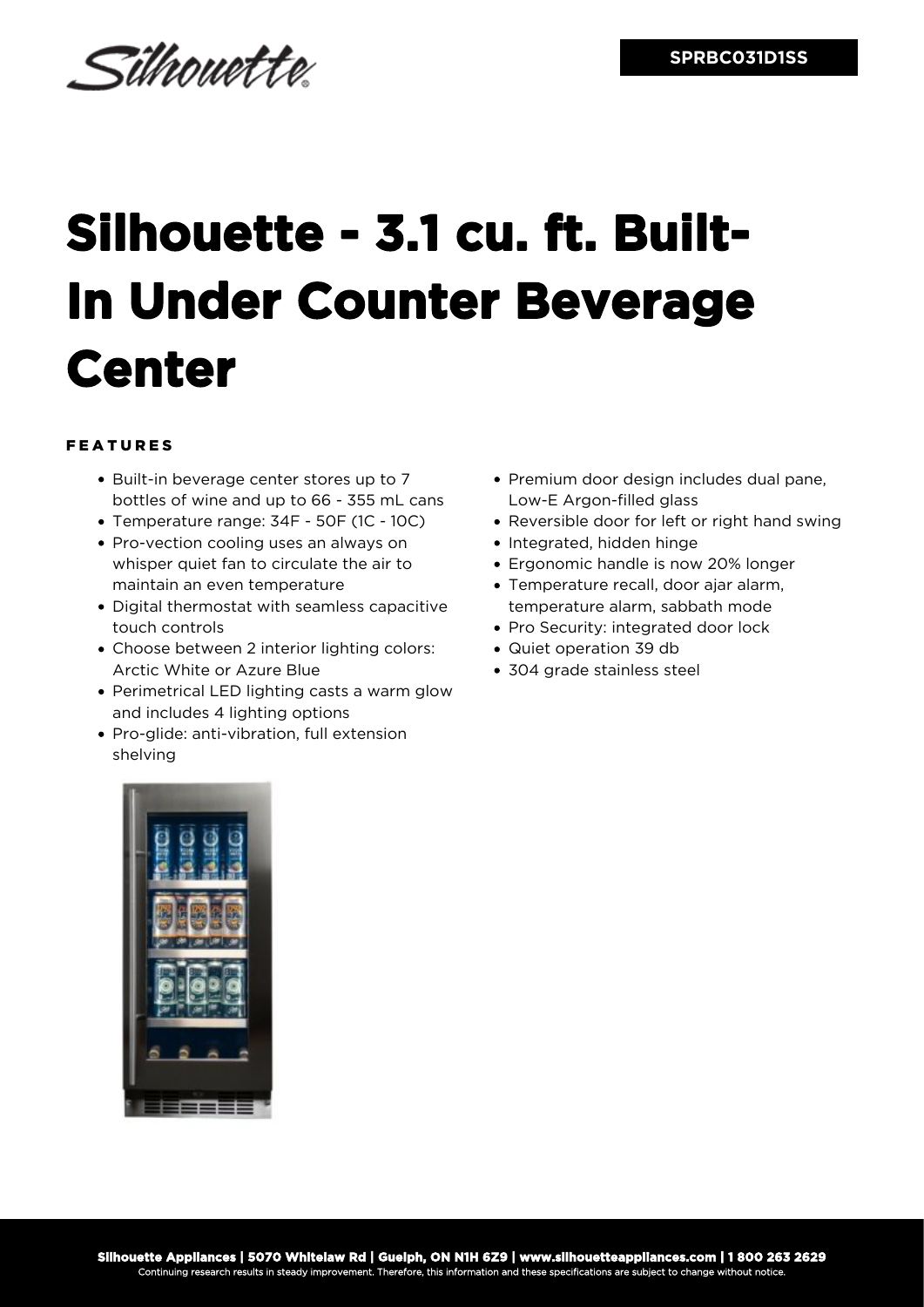SPRBC031D1SS

# Silhouette - 3.1 cu. ft. Built-In Under Counter Beverage Center

## FEATURES

- Built-in beverage center stores up to 7 bottles of wine and up to 66 - 355 mL cans
- Temperature range: 34F - 50F (1C - 10C)
- Pro-vection cooling uses an always on whisper quiet fan to circulate the air to maintain an even temperature
- Digital thermostat with seamless capacitive touch controls
- Choose between 2 interior lighting colors: Arctic White or Azure Blue
- Perimetrical LED lighting casts a warm glow and includes 4 lighting options
- Pro-glide: anti-vibration, full extension shelving
- Premium door design includes dual pane, Low-E Argon-filled glass
- Reversible door for left or right hand swing
- Integrated, hidden hinge
- Ergonomic handle is now 20% longer
- Temperature recall, door ajar alarm, temperature alarm, sabbath mode
- Pro Security: integrated door lock
- Quiet operation 39 db
- 304 grade stainless steel

**Silhouette Appliances | 5070 Whitelaw Rd | Guelph, ON N1H 6Z9 | www.silhouetteappliances.com | 1 800 263 2629**
Continuing research results in steady improvement. Therefore, this information and these specifications are subject to change without notice.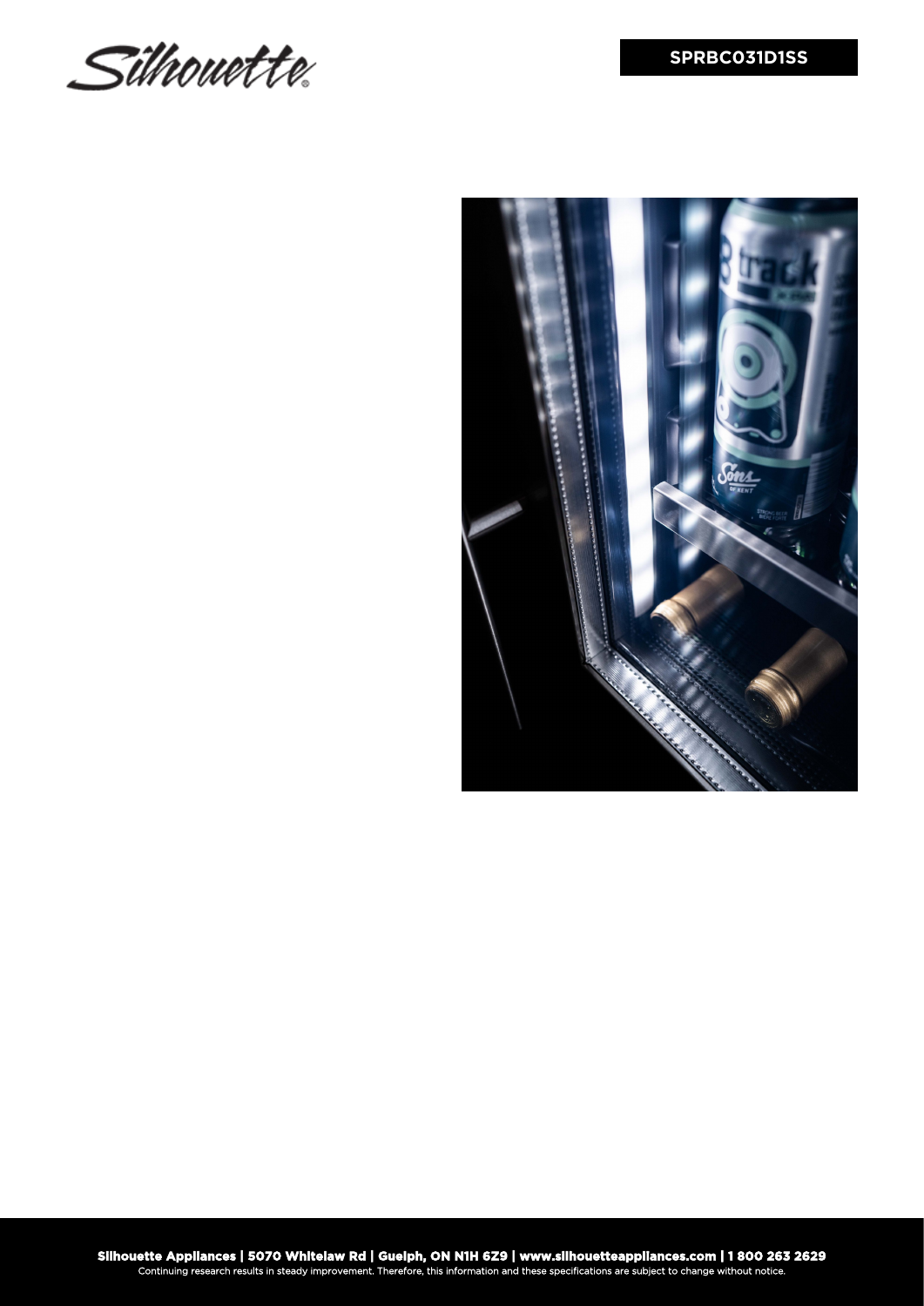SPRBC031D1SS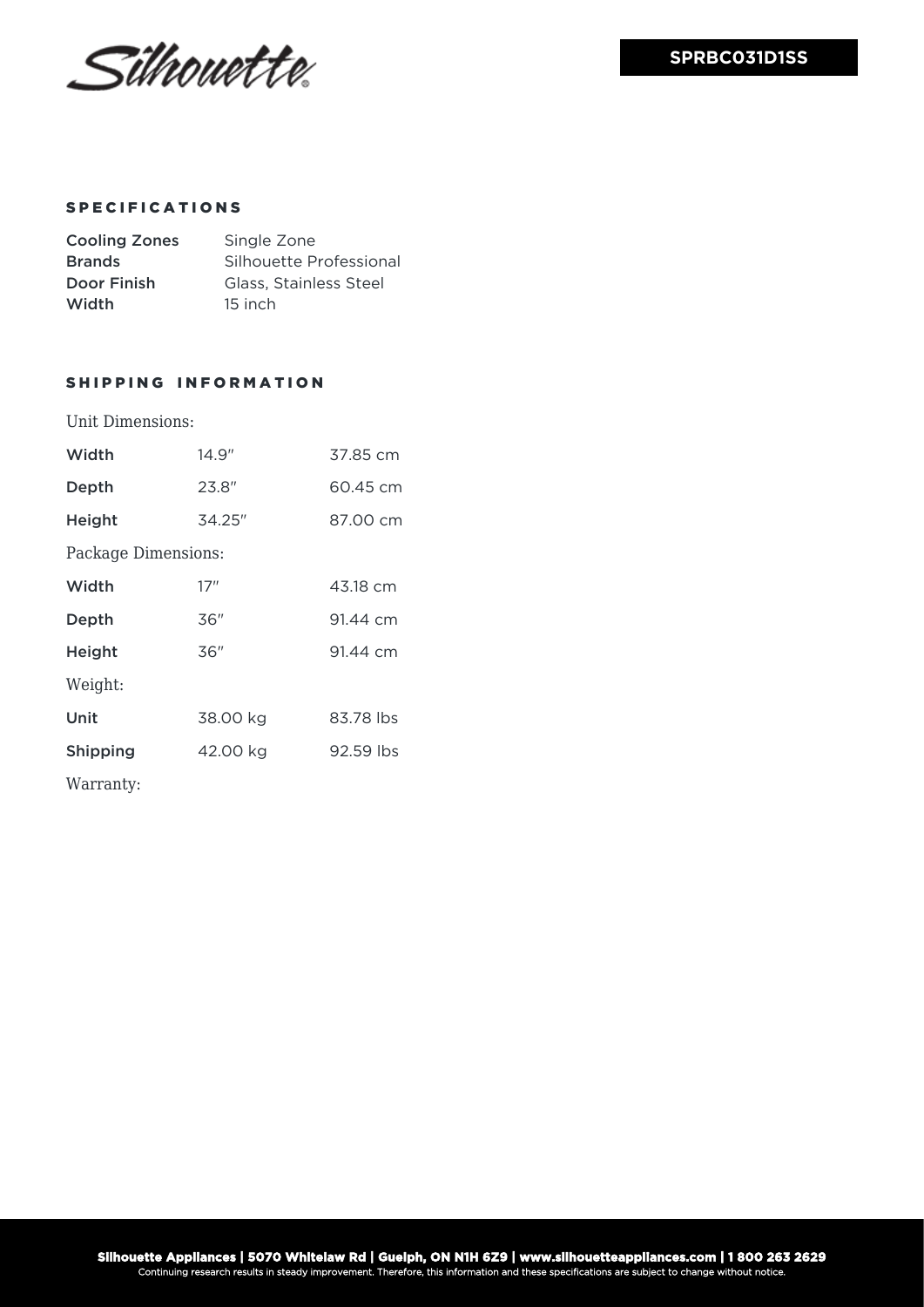Silhouette

**SPRBC031D1SS**

## SPECIFICATIONS

| | |
|---|---|
| Cooling Zones | Single Zone |
| Brands | Silhouette Professional |
| Door Finish | Glass, Stainless Steel |
| Width | 15 inch |

## SHIPPING INFORMATION

Unit Dimensions:

| | | |
|---|---|---|
| Width | 14.9″ | 37.85 cm |
| Depth | 23.8″ | 60.45 cm |
| Height | 34.25″ | 87.00 cm |

Package Dimensions:

| | | |
|---|---|---|
| Width | 17″ | 43.18 cm |
| Depth | 36″ | 91.44 cm |
| Height | 36″ | 91.44 cm |

Weight:

| | | |
|---|---|---|
| Unit | 38.00 kg | 83.78 lbs |
| Shipping | 42.00 kg | 92.59 lbs |

Warranty:

**Silhouette Appliances | 5070 Whitelaw Rd | Guelph, ON N1H 6Z9 | www.silhouetteappliances.com | 1 800 263 2629**

Continuing research results in steady improvement. Therefore, this information and these specifications are subject to change without notice.